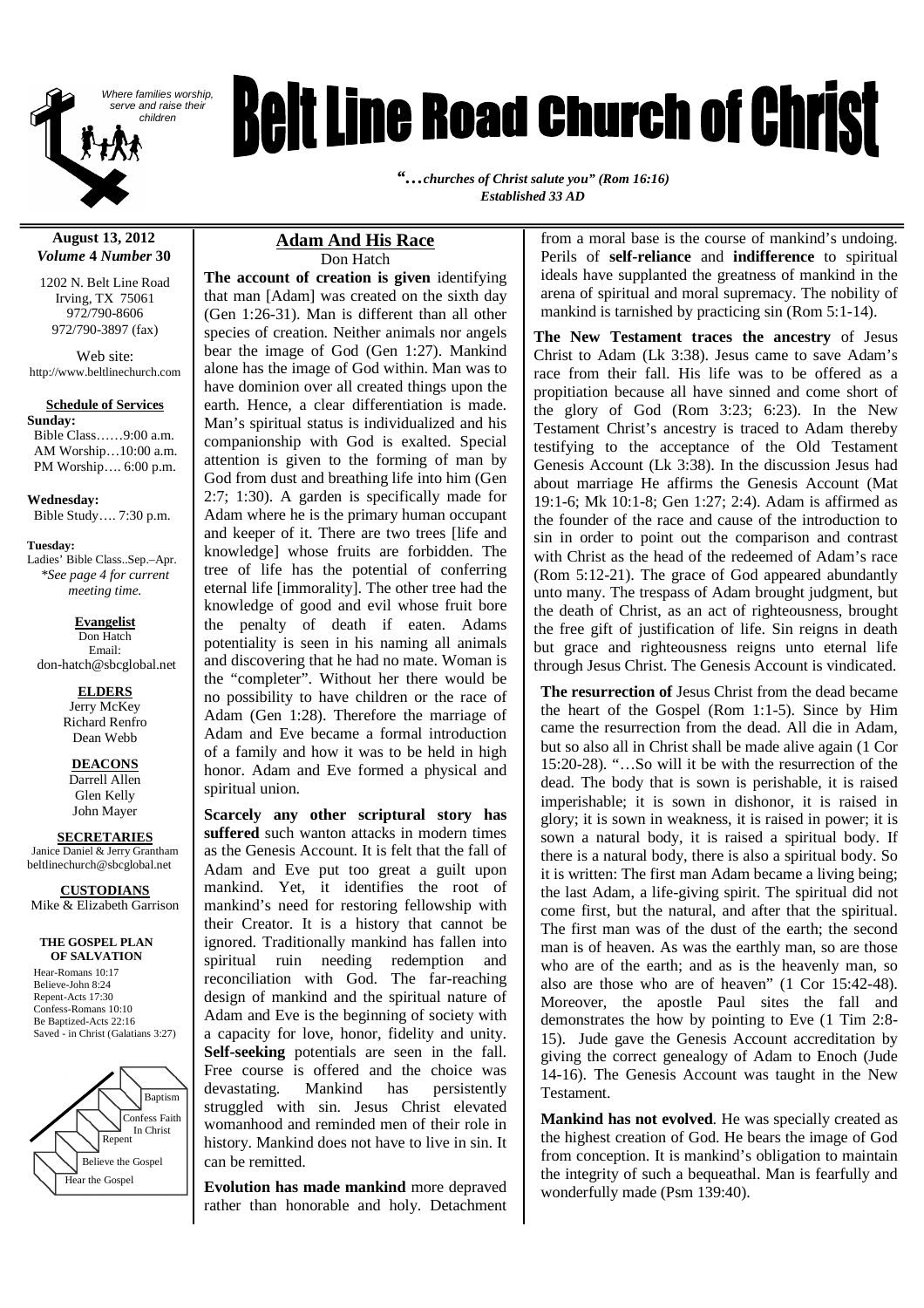*Where families worship, serve and raise their children*

# Belt Line Road Church of Christ

*"…churches of Christ salute you" (Rom 16:16)*
*Established 33 AD*

**August 13, 2012**
***Volume 4 Number 30***

1202 N. Belt Line Road
Irving, TX 75061
972/790-8606
972/790-3897 (fax)

Web site:
http://www.beltlinechurch.com

**Schedule of Services**

**Sunday:**
Bible Class……9:00 a.m.
AM Worship…10:00 a.m.
PM Worship…. 6:00 p.m.

**Wednesday:**
Bible Study…. 7:30 p.m.

**Tuesday:**
Ladies' Bible Class..Sep.–Apr.
*\*See page 4 for current meeting time.*

**Evangelist**
Don Hatch
Email:
don-hatch@sbcglobal.net

**ELDERS**
Jerry McKey
Richard Renfro
Dean Webb

**DEACONS**
Darrell Allen
Glen Kelly
John Mayer

**SECRETARIES**
Janice Daniel & Jerry Grantham
beltlinechurch@sbcglobal.net

**CUSTODIANS**
Mike & Elizabeth Garrison

**THE GOSPEL PLAN OF SALVATION**
Hear-Romans 10:17
Believe-John 8:24
Repent-Acts 17:30
Confess-Romans 10:10
Be Baptized-Acts 22:16
Saved - in Christ (Galatians 3:27)

Baptism
Confess Faith In Christ
Repent
Believe the Gospel
Hear the Gospel

## Adam And His Race

Don Hatch

**The account of creation is given** identifying that man [Adam] was created on the sixth day (Gen 1:26-31). Man is different than all other species of creation. Neither animals nor angels bear the image of God (Gen 1:27). Mankind alone has the image of God within. Man was to have dominion over all created things upon the earth. Hence, a clear differentiation is made. Man's spiritual status is individualized and his companionship with God is exalted. Special attention is given to the forming of man by God from dust and breathing life into him (Gen 2:7; 1:30). A garden is specifically made for Adam where he is the primary human occupant and keeper of it. There are two trees [life and knowledge] whose fruits are forbidden. The tree of life has the potential of conferring eternal life [immorality]. The other tree had the knowledge of good and evil whose fruit bore the penalty of death if eaten. Adams potentiality is seen in his naming all animals and discovering that he had no mate. Woman is the "completer". Without her there would be no possibility to have children or the race of Adam (Gen 1:28). Therefore the marriage of Adam and Eve became a formal introduction of a family and how it was to be held in high honor. Adam and Eve formed a physical and spiritual union.

**Scarcely any other scriptural story has suffered** such wanton attacks in modern times as the Genesis Account. It is felt that the fall of Adam and Eve put too great a guilt upon mankind. Yet, it identifies the root of mankind's need for restoring fellowship with their Creator. It is a history that cannot be ignored. Traditionally mankind has fallen into spiritual ruin needing redemption and reconciliation with God. The far-reaching design of mankind and the spiritual nature of Adam and Eve is the beginning of society with a capacity for love, honor, fidelity and unity. **Self-seeking** potentials are seen in the fall. Free course is offered and the choice was devastating. Mankind has persistently struggled with sin. Jesus Christ elevated womanhood and reminded men of their role in history. Mankind does not have to live in sin. It can be remitted.

**Evolution has made mankind** more depraved rather than honorable and holy. Detachment from a moral base is the course of mankind's undoing. Perils of **self-reliance** and **indifference** to spiritual ideals have supplanted the greatness of mankind in the arena of spiritual and moral supremacy. The nobility of mankind is tarnished by practicing sin (Rom 5:1-14).

**The New Testament traces the ancestry** of Jesus Christ to Adam (Lk 3:38). Jesus came to save Adam's race from their fall. His life was to be offered as a propitiation because all have sinned and come short of the glory of God (Rom 3:23; 6:23). In the New Testament Christ's ancestry is traced to Adam thereby testifying to the acceptance of the Old Testament Genesis Account (Lk 3:38). In the discussion Jesus had about marriage He affirms the Genesis Account (Mat 19:1-6; Mk 10:1-8; Gen 1:27; 2:4). Adam is affirmed as the founder of the race and cause of the introduction to sin in order to point out the comparison and contrast with Christ as the head of the redeemed of Adam's race (Rom 5:12-21). The grace of God appeared abundantly unto many. The trespass of Adam brought judgment, but the death of Christ, as an act of righteousness, brought the free gift of justification of life. Sin reigns in death but grace and righteousness reigns unto eternal life through Jesus Christ. The Genesis Account is vindicated.

**The resurrection of** Jesus Christ from the dead became the heart of the Gospel (Rom 1:1-5). Since by Him came the resurrection from the dead. All die in Adam, but so also all in Christ shall be made alive again (1 Cor 15:20-28). "…So will it be with the resurrection of the dead. The body that is sown is perishable, it is raised imperishable; it is sown in dishonor, it is raised in glory; it is sown in weakness, it is raised in power; it is sown a natural body, it is raised a spiritual body. If there is a natural body, there is also a spiritual body. So it is written: The first man Adam became a living being; the last Adam, a life-giving spirit. The spiritual did not come first, but the natural, and after that the spiritual. The first man was of the dust of the earth; the second man is of heaven. As was the earthly man, so are those who are of the earth; and as is the heavenly man, so also are those who are of heaven" (1 Cor 15:42-48). Moreover, the apostle Paul sites the fall and demonstrates the how by pointing to Eve (1 Tim 2:8-15). Jude gave the Genesis Account accreditation by giving the correct genealogy of Adam to Enoch (Jude 14-16). The Genesis Account was taught in the New Testament.

**Mankind has not evolved**. He was specially created as the highest creation of God. He bears the image of God from conception. It is mankind's obligation to maintain the integrity of such a bequeathal. Man is fearfully and wonderfully made (Psm 139:40).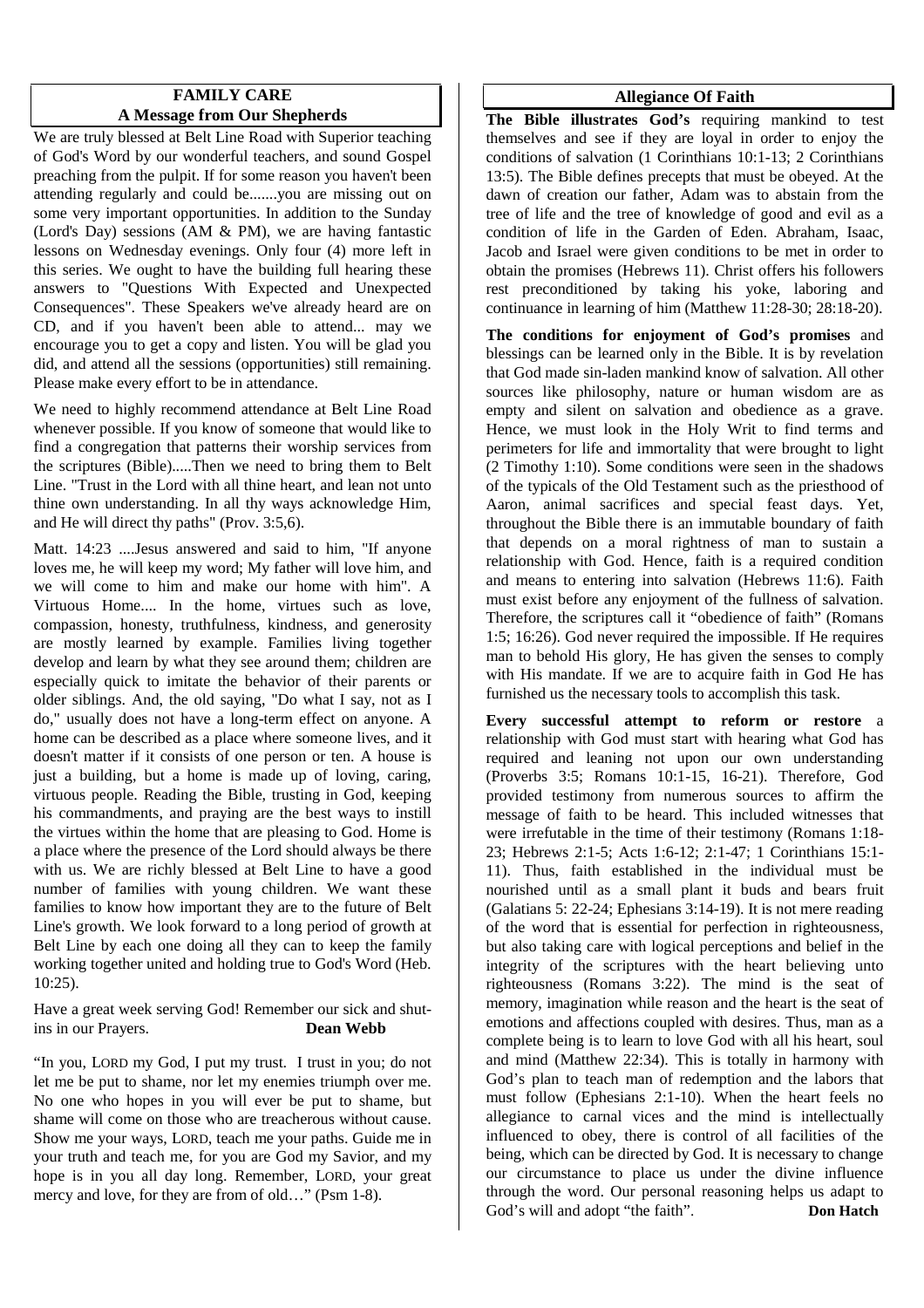## FAMILY CARE
### A Message from Our Shepherds

We are truly blessed at Belt Line Road with Superior teaching of God's Word by our wonderful teachers, and sound Gospel preaching from the pulpit. If for some reason you haven't been attending regularly and could be.......you are missing out on some very important opportunities. In addition to the Sunday (Lord's Day) sessions (AM & PM), we are having fantastic lessons on Wednesday evenings. Only four (4) more left in this series. We ought to have the building full hearing these answers to "Questions With Expected and Unexpected Consequences". These Speakers we've already heard are on CD, and if you haven't been able to attend... may we encourage you to get a copy and listen. You will be glad you did, and attend all the sessions (opportunities) still remaining. Please make every effort to be in attendance.

We need to highly recommend attendance at Belt Line Road whenever possible. If you know of someone that would like to find a congregation that patterns their worship services from the scriptures (Bible).....Then we need to bring them to Belt Line. "Trust in the Lord with all thine heart, and lean not unto thine own understanding. In all thy ways acknowledge Him, and He will direct thy paths" (Prov. 3:5,6).

Matt. 14:23 ....Jesus answered and said to him, "If anyone loves me, he will keep my word; My father will love him, and we will come to him and make our home with him". A Virtuous Home.... In the home, virtues such as love, compassion, honesty, truthfulness, kindness, and generosity are mostly learned by example. Families living together develop and learn by what they see around them; children are especially quick to imitate the behavior of their parents or older siblings. And, the old saying, "Do what I say, not as I do," usually does not have a long-term effect on anyone. A home can be described as a place where someone lives, and it doesn't matter if it consists of one person or ten. A house is just a building, but a home is made up of loving, caring, virtuous people. Reading the Bible, trusting in God, keeping his commandments, and praying are the best ways to instill the virtues within the home that are pleasing to God. Home is a place where the presence of the Lord should always be there with us. We are richly blessed at Belt Line to have a good number of families with young children. We want these families to know how important they are to the future of Belt Line's growth. We look forward to a long period of growth at Belt Line by each one doing all they can to keep the family working together united and holding true to God's Word (Heb. 10:25).

Have a great week serving God! Remember our sick and shut-ins in our Prayers. **Dean Webb**

"In you, LORD my God, I put my trust. I trust in you; do not let me be put to shame, nor let my enemies triumph over me. No one who hopes in you will ever be put to shame, but shame will come on those who are treacherous without cause. Show me your ways, LORD, teach me your paths. Guide me in your truth and teach me, for you are God my Savior, and my hope is in you all day long. Remember, LORD, your great mercy and love, for they are from of old…" (Psm 1-8).

## Allegiance Of Faith

**The Bible illustrates God's** requiring mankind to test themselves and see if they are loyal in order to enjoy the conditions of salvation (1 Corinthians 10:1-13; 2 Corinthians 13:5). The Bible defines precepts that must be obeyed. At the dawn of creation our father, Adam was to abstain from the tree of life and the tree of knowledge of good and evil as a condition of life in the Garden of Eden. Abraham, Isaac, Jacob and Israel were given conditions to be met in order to obtain the promises (Hebrews 11). Christ offers his followers rest preconditioned by taking his yoke, laboring and continuance in learning of him (Matthew 11:28-30; 28:18-20).

**The conditions for enjoyment of God's promises** and blessings can be learned only in the Bible. It is by revelation that God made sin-laden mankind know of salvation. All other sources like philosophy, nature or human wisdom are as empty and silent on salvation and obedience as a grave. Hence, we must look in the Holy Writ to find terms and perimeters for life and immortality that were brought to light (2 Timothy 1:10). Some conditions were seen in the shadows of the typicals of the Old Testament such as the priesthood of Aaron, animal sacrifices and special feast days. Yet, throughout the Bible there is an immutable boundary of faith that depends on a moral rightness of man to sustain a relationship with God. Hence, faith is a required condition and means to entering into salvation (Hebrews 11:6). Faith must exist before any enjoyment of the fullness of salvation. Therefore, the scriptures call it "obedience of faith" (Romans 1:5; 16:26). God never required the impossible. If He requires man to behold His glory, He has given the senses to comply with His mandate. If we are to acquire faith in God He has furnished us the necessary tools to accomplish this task.

**Every successful attempt to reform or restore** a relationship with God must start with hearing what God has required and leaning not upon our own understanding (Proverbs 3:5; Romans 10:1-15, 16-21). Therefore, God provided testimony from numerous sources to affirm the message of faith to be heard. This included witnesses that were irrefutable in the time of their testimony (Romans 1:18-23; Hebrews 2:1-5; Acts 1:6-12; 2:1-47; 1 Corinthians 15:1-11). Thus, faith established in the individual must be nourished until as a small plant it buds and bears fruit (Galatians 5: 22-24; Ephesians 3:14-19). It is not mere reading of the word that is essential for perfection in righteousness, but also taking care with logical perceptions and belief in the integrity of the scriptures with the heart believing unto righteousness (Romans 3:22). The mind is the seat of memory, imagination while reason and the heart is the seat of emotions and affections coupled with desires. Thus, man as a complete being is to learn to love God with all his heart, soul and mind (Matthew 22:34). This is totally in harmony with God's plan to teach man of redemption and the labors that must follow (Ephesians 2:1-10). When the heart feels no allegiance to carnal vices and the mind is intellectually influenced to obey, there is control of all facilities of the being, which can be directed by God. It is necessary to change our circumstance to place us under the divine influence through the word. Our personal reasoning helps us adapt to God's will and adopt "the faith". **Don Hatch**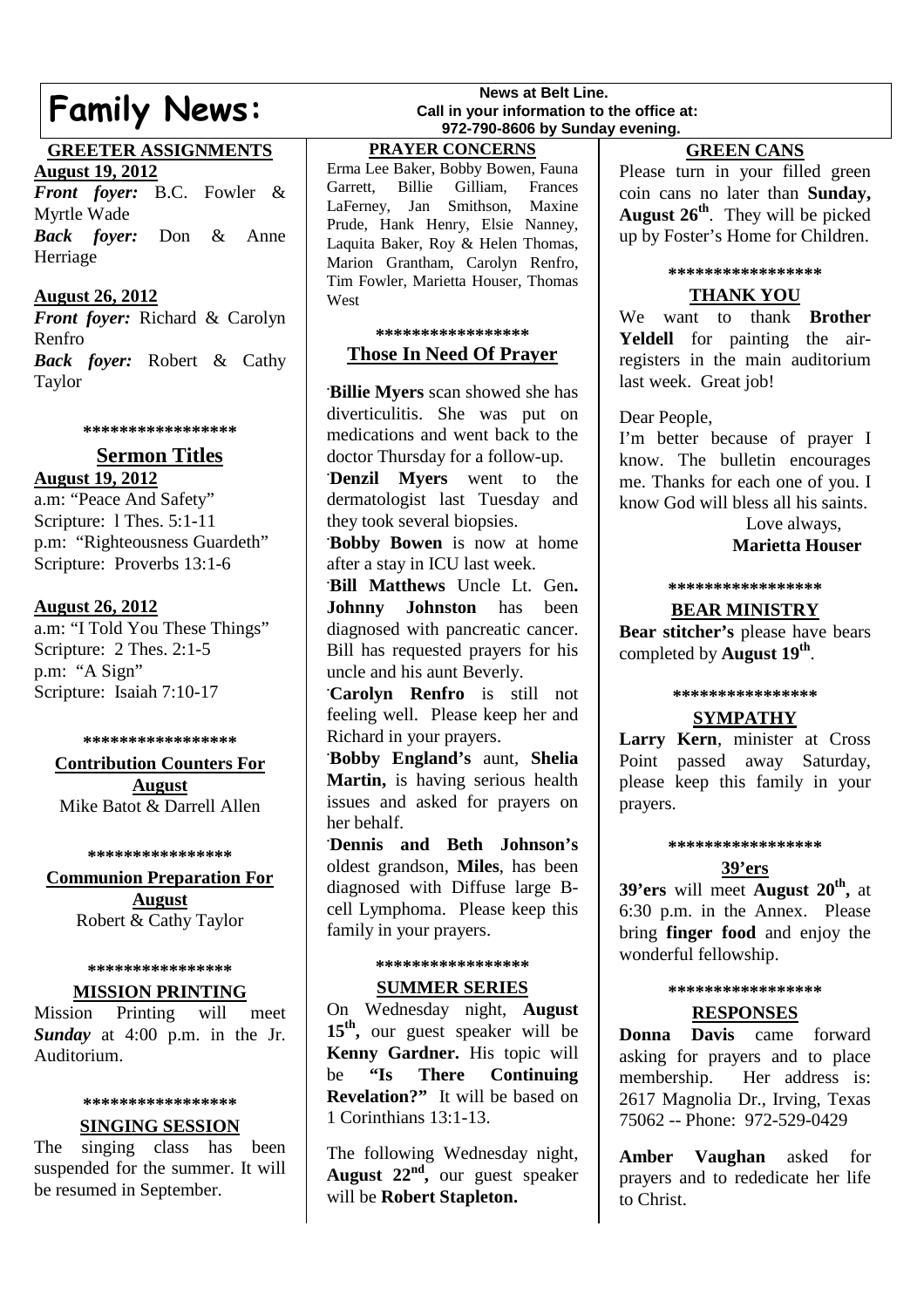# Family News:

**News at Belt Line.**
**Call in your information to the office at:**
**972-790-8606 by Sunday evening.**

## GREETER ASSIGNMENTS

**August 19, 2012**

***Front foyer:*** B.C. Fowler & Myrtle Wade

***Back foyer:*** Don & Anne Herriage

**August 26, 2012**

***Front foyer:*** Richard & Carolyn Renfro

***Back foyer:*** Robert & Cathy Taylor

*****************

## Sermon Titles

**August 19, 2012**

a.m: "Peace And Safety"
Scripture: l Thes. 5:1-11
p.m: "Righteousness Guardeth"
Scripture: Proverbs 13:1-6

**August 26, 2012**

a.m: "I Told You These Things"
Scripture: 2 Thes. 2:1-5
p.m: "A Sign"
Scripture: Isaiah 7:10-17

*****************

## Contribution Counters For August

Mike Batot & Darrell Allen

****************

## Communion Preparation For August

Robert & Cathy Taylor

****************

## MISSION PRINTING

Mission Printing will meet ***Sunday*** at 4:00 p.m. in the Jr. Auditorium.

*****************

## SINGING SESSION

The singing class has been suspended for the summer. It will be resumed in September.

## PRAYER CONCERNS

Erma Lee Baker, Bobby Bowen, Fauna Garrett, Billie Gilliam, Frances LaFerney, Jan Smithson, Maxine Prude, Hank Henry, Elsie Nanney, Laquita Baker, Roy & Helen Thomas, Marion Grantham, Carolyn Renfro, Tim Fowler, Marietta Houser, Thomas West

*****************

## Those In Need Of Prayer

·**Billie Myers** scan showed she has diverticulitis. She was put on medications and went back to the doctor Thursday for a follow-up.

·**Denzil Myers** went to the dermatologist last Tuesday and they took several biopsies.

·**Bobby Bowen** is now at home after a stay in ICU last week.

·**Bill Matthews** Uncle Lt. Gen**. Johnny Johnston** has been diagnosed with pancreatic cancer. Bill has requested prayers for his uncle and his aunt Beverly.

·**Carolyn Renfro** is still not feeling well. Please keep her and Richard in your prayers.

·**Bobby England's** aunt, **Shelia Martin,** is having serious health issues and asked for prayers on her behalf.

·**Dennis and Beth Johnson's** oldest grandson, **Miles**, has been diagnosed with Diffuse large B-cell Lymphoma. Please keep this family in your prayers.

*****************

## SUMMER SERIES

On Wednesday night, **August 15th,** our guest speaker will be **Kenny Gardner.** His topic will be **"Is There Continuing Revelation?"** It will be based on 1 Corinthians 13:1-13.

The following Wednesday night, **August 22nd,** our guest speaker will be **Robert Stapleton.**

## GREEN CANS

Please turn in your filled green coin cans no later than **Sunday, August 26th**. They will be picked up by Foster's Home for Children.

*****************

## THANK YOU

We want to thank **Brother Yeldell** for painting the air-registers in the main auditorium last week. Great job!

Dear People,
I'm better because of prayer I know. The bulletin encourages me. Thanks for each one of you. I know God will bless all his saints.

Love always,
**Marietta Houser**

*****************

## BEAR MINISTRY

**Bear stitcher's** please have bears completed by **August 19th**.

****************

## SYMPATHY

**Larry Kern**, minister at Cross Point passed away Saturday, please keep this family in your prayers.

*****************

## 39'ers

**39'ers** will meet **August 20th,** at 6:30 p.m. in the Annex. Please bring **finger food** and enjoy the wonderful fellowship.

*****************

## RESPONSES

**Donna Davis** came forward asking for prayers and to place membership. Her address is: 2617 Magnolia Dr., Irving, Texas 75062 -- Phone: 972-529-0429

**Amber Vaughan** asked for prayers and to rededicate her life to Christ.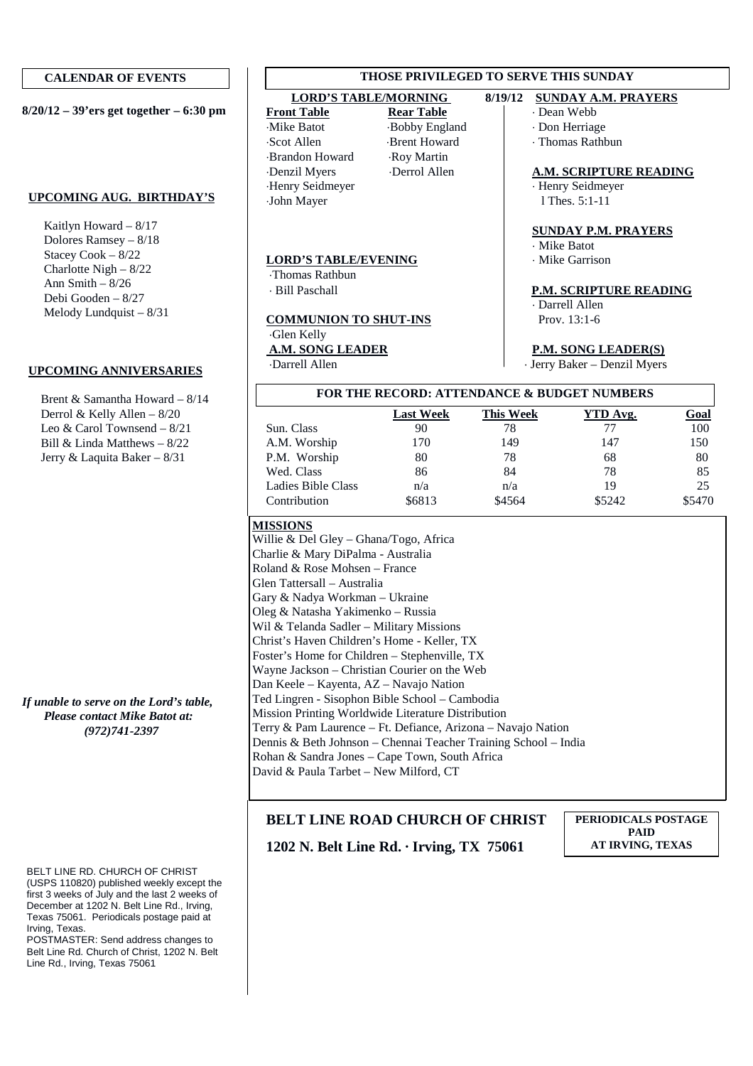## CALENDAR OF EVENTS

**8/20/12 – 39'ers get together – 6:30 pm**

### UPCOMING AUG. BIRTHDAY'S

Kaitlyn Howard – 8/17
Dolores Ramsey – 8/18
Stacey Cook – 8/22
Charlotte Nigh – 8/22
Ann Smith – 8/26
Debi Gooden – 8/27
Melody Lundquist – 8/31

### UPCOMING ANNIVERSARIES

Brent & Samantha Howard – 8/14
Derrol & Kelly Allen – 8/20
Leo & Carol Townsend – 8/21
Bill & Linda Matthews – 8/22
Jerry & Laquita Baker – 8/31

***If unable to serve on the Lord's table, Please contact Mike Batot at: (972)741-2397***

BELT LINE RD. CHURCH OF CHRIST (USPS 110820) published weekly except the first 3 weeks of July and the last 2 weeks of December at 1202 N. Belt Line Rd., Irving, Texas 75061. Periodicals postage paid at Irving, Texas.
POSTMASTER: Send address changes to Belt Line Rd. Church of Christ, 1202 N. Belt Line Rd., Irving, Texas 75061

## THOSE PRIVILEGED TO SERVE THIS SUNDAY

**8/19/12**

### LORD'S TABLE/MORNING

| Front Table | Rear Table |
|---|---|
| ·Mike Batot | ·Bobby England |
| ·Scot Allen | ·Brent Howard |
| ·Brandon Howard | ·Roy Martin |
| ·Denzil Myers | ·Derrol Allen |
| ·Henry Seidmeyer | |
| ·John Mayer | |

### LORD'S TABLE/EVENING
·Thomas Rathbun
· Bill Paschall

### COMMUNION TO SHUT-INS
·Glen Kelly

### A.M. SONG LEADER
·Darrell Allen

### SUNDAY A.M. PRAYERS
· Dean Webb
· Don Herriage
· Thomas Rathbun

### A.M. SCRIPTURE READING
· Henry Seidmeyer
l Thes. 5:1-11

### SUNDAY P.M. PRAYERS
· Mike Batot
· Mike Garrison

### P.M. SCRIPTURE READING
· Darrell Allen
Prov. 13:1-6

### P.M. SONG LEADER(S)
· Jerry Baker – Denzil Myers

## FOR THE RECORD: ATTENDANCE & BUDGET NUMBERS

| | Last Week | This Week | YTD Avg. | Goal |
|---|---|---|---|---|
| Sun. Class | 90 | 78 | 77 | 100 |
| A.M. Worship | 170 | 149 | 147 | 150 |
| P.M. Worship | 80 | 78 | 68 | 80 |
| Wed. Class | 86 | 84 | 78 | 85 |
| Ladies Bible Class | n/a | n/a | 19 | 25 |
| Contribution | $6813 | $4564 | $5242 | $5470 |

## MISSIONS

Willie & Del Gley – Ghana/Togo, Africa
Charlie & Mary DiPalma - Australia
Roland & Rose Mohsen – France
Glen Tattersall – Australia
Gary & Nadya Workman – Ukraine
Oleg & Natasha Yakimenko – Russia
Wil & Telanda Sadler – Military Missions
Christ's Haven Children's Home - Keller, TX
Foster's Home for Children – Stephenville, TX
Wayne Jackson – Christian Courier on the Web
Dan Keele – Kayenta, AZ – Navajo Nation
Ted Lingren - Sisophon Bible School – Cambodia
Mission Printing Worldwide Literature Distribution
Terry & Pam Laurence – Ft. Defiance, Arizona – Navajo Nation
Dennis & Beth Johnson – Chennai Teacher Training School – India
Rohan & Sandra Jones – Cape Town, South Africa
David & Paula Tarbet – New Milford, CT

**BELT LINE ROAD CHURCH OF CHRIST**

**1202 N. Belt Line Rd. · Irving, TX 75061**

**PERIODICALS POSTAGE PAID AT IRVING, TEXAS**